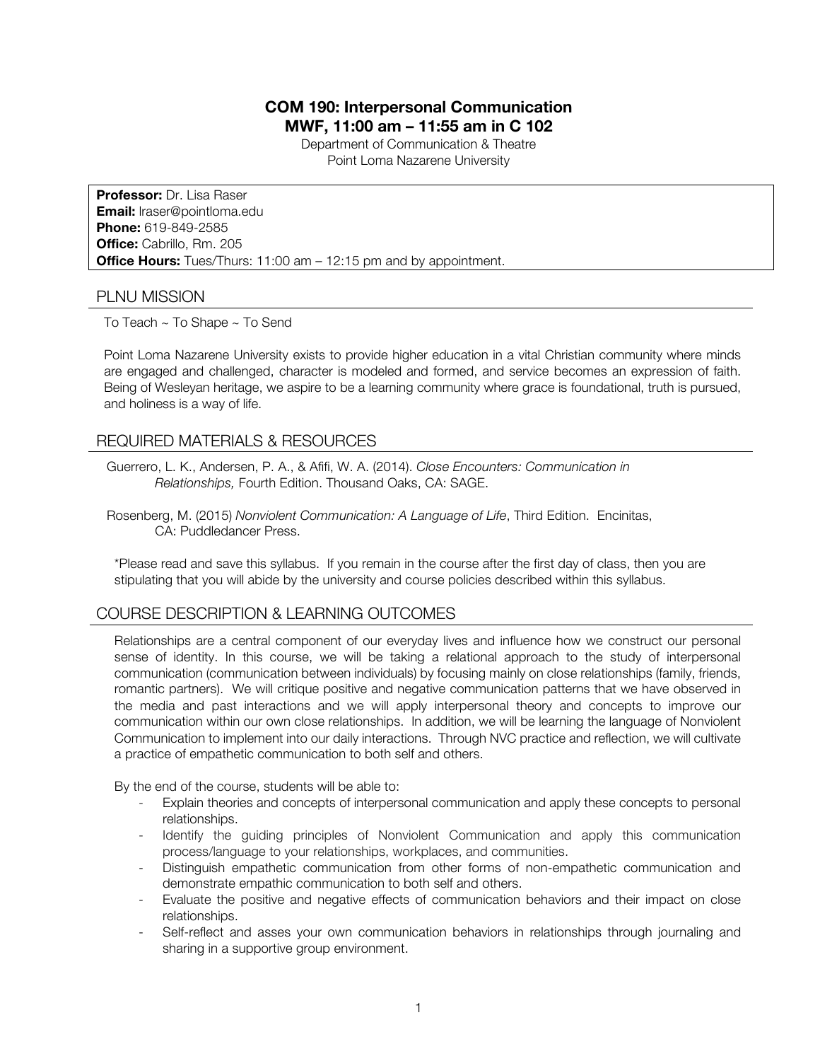# COM 190: Interpersonal Communication
## MWF, 11:00 am – 11:55 am in C 102

Department of Communication & Theatre
Point Loma Nazarene University

**Professor:** Dr. Lisa Raser
**Email:** lraser@pointloma.edu
**Phone:** 619-849-2585
**Office:** Cabrillo, Rm. 205
**Office Hours:** Tues/Thurs: 11:00 am – 12:15 pm and by appointment.

## PLNU MISSION

To Teach ~ To Shape ~ To Send

Point Loma Nazarene University exists to provide higher education in a vital Christian community where minds are engaged and challenged, character is modeled and formed, and service becomes an expression of faith. Being of Wesleyan heritage, we aspire to be a learning community where grace is foundational, truth is pursued, and holiness is a way of life.

## REQUIRED MATERIALS & RESOURCES

Guerrero, L. K., Andersen, P. A., & Afifi, W. A. (2014). *Close Encounters: Communication in Relationships,* Fourth Edition. Thousand Oaks, CA: SAGE.

Rosenberg, M. (2015) *Nonviolent Communication: A Language of Life*, Third Edition. Encinitas, CA: Puddledancer Press.

*Please read and save this syllabus. If you remain in the course after the first day of class, then you are stipulating that you will abide by the university and course policies described within this syllabus.

## COURSE DESCRIPTION & LEARNING OUTCOMES

Relationships are a central component of our everyday lives and influence how we construct our personal sense of identity. In this course, we will be taking a relational approach to the study of interpersonal communication (communication between individuals) by focusing mainly on close relationships (family, friends, romantic partners). We will critique positive and negative communication patterns that we have observed in the media and past interactions and we will apply interpersonal theory and concepts to improve our communication within our own close relationships. In addition, we will be learning the language of Nonviolent Communication to implement into our daily interactions. Through NVC practice and reflection, we will cultivate a practice of empathetic communication to both self and others.

By the end of the course, students will be able to:

- Explain theories and concepts of interpersonal communication and apply these concepts to personal relationships.
- Identify the guiding principles of Nonviolent Communication and apply this communication process/language to your relationships, workplaces, and communities.
- Distinguish empathetic communication from other forms of non-empathetic communication and demonstrate empathic communication to both self and others.
- Evaluate the positive and negative effects of communication behaviors and their impact on close relationships.
- Self-reflect and asses your own communication behaviors in relationships through journaling and sharing in a supportive group environment.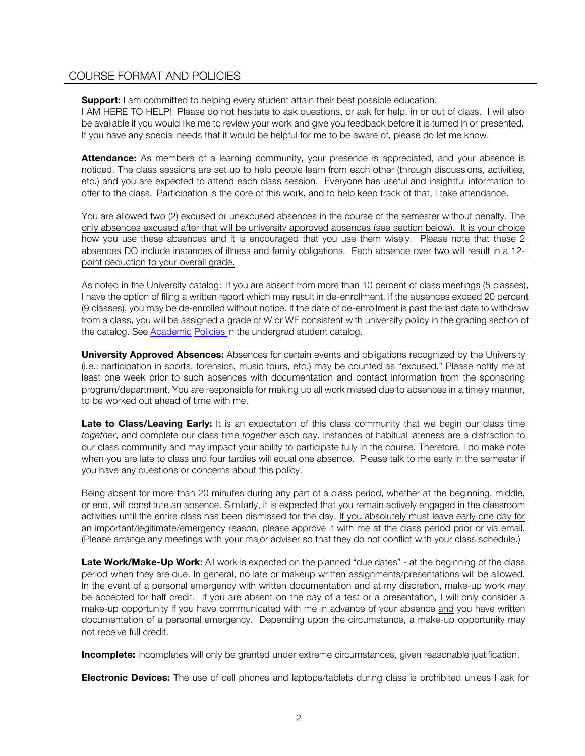## COURSE FORMAT AND POLICIES

**Support:** I am committed to helping every student attain their best possible education.
I AM HERE TO HELP! Please do not hesitate to ask questions, or ask for help, in or out of class. I will also be available if you would like me to review your work and give you feedback before it is turned in or presented. If you have any special needs that it would be helpful for me to be aware of, please do let me know.

**Attendance:** As members of a learning community, your presence is appreciated, and your absence is noticed. The class sessions are set up to help people learn from each other (through discussions, activities, etc.) and you are expected to attend each class session. Everyone has useful and insightful information to offer to the class. Participation is the core of this work, and to help keep track of that, I take attendance.

You are allowed two (2) excused or unexcused absences in the course of the semester without penalty. The only absences excused after that will be university approved absences (see section below). It is your choice how you use these absences and it is encouraged that you use them wisely. Please note that these 2 absences DO include instances of illness and family obligations. Each absence over two will result in a 12-point deduction to your overall grade.

As noted in the University catalog: If you are absent from more than 10 percent of class meetings (5 classes), I have the option of filing a written report which may result in de-enrollment. If the absences exceed 20 percent (9 classes), you may be de-enrolled without notice. If the date of de-enrollment is past the last date to withdraw from a class, you will be assigned a grade of W or WF consistent with university policy in the grading section of the catalog. See Academic Policies in the undergrad student catalog.

**University Approved Absences:** Absences for certain events and obligations recognized by the University (i.e.: participation in sports, forensics, music tours, etc.) may be counted as "excused." Please notify me at least one week prior to such absences with documentation and contact information from the sponsoring program/department. You are responsible for making up all work missed due to absences in a timely manner, to be worked out ahead of time with me.

**Late to Class/Leaving Early:** It is an expectation of this class community that we begin our class time *together*, and complete our class time *together* each day. Instances of habitual lateness are a distraction to our class community and may impact your ability to participate fully in the course. Therefore, I do make note when you are late to class and four tardies will equal one absence. Please talk to me early in the semester if you have any questions or concerns about this policy.

Being absent for more than 20 minutes during any part of a class period, whether at the beginning, middle, or end, will constitute an absence. Similarly, it is expected that you remain actively engaged in the classroom activities until the entire class has been dismissed for the day. If you absolutely must leave early one day for an important/legitimate/emergency reason, please approve it with me at the class period prior or via email. (Please arrange any meetings with your major adviser so that they do not conflict with your class schedule.)

**Late Work/Make-Up Work:** All work is expected on the planned "due dates" - at the beginning of the class period when they are due. In general, no late or makeup written assignments/presentations will be allowed. In the event of a personal emergency with written documentation and at my discretion, make-up work *may* be accepted for half credit. If you are absent on the day of a test or a presentation, I will only consider a make-up opportunity if you have communicated with me in advance of your absence and you have written documentation of a personal emergency. Depending upon the circumstance, a make-up opportunity may not receive full credit.

**Incomplete:** Incompletes will only be granted under extreme circumstances, given reasonable justification.

**Electronic Devices:** The use of cell phones and laptops/tablets during class is prohibited unless I ask for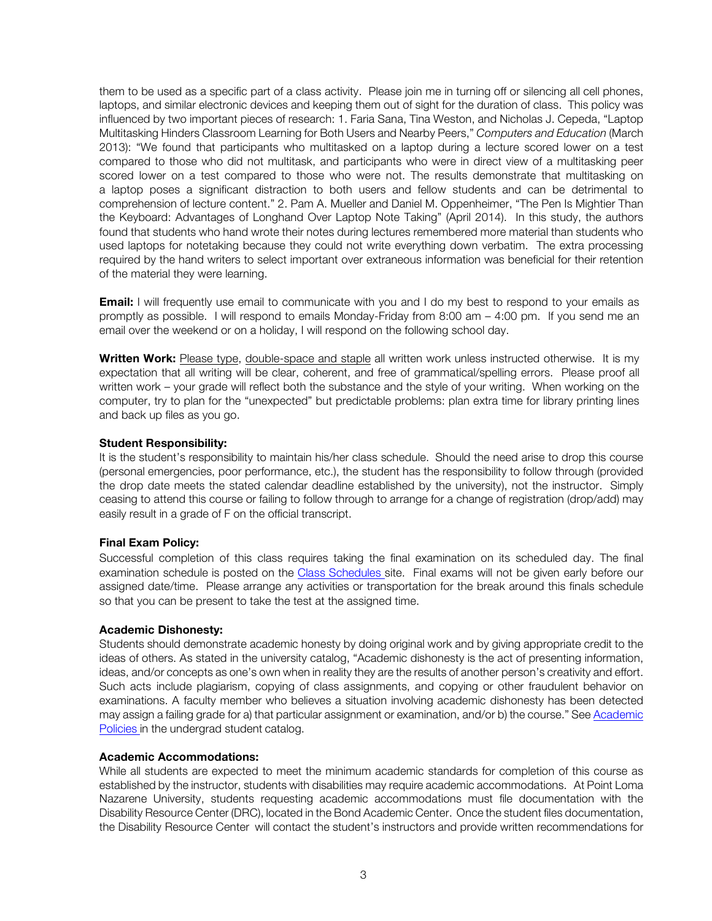them to be used as a specific part of a class activity. Please join me in turning off or silencing all cell phones, laptops, and similar electronic devices and keeping them out of sight for the duration of class. This policy was influenced by two important pieces of research: 1. Faria Sana, Tina Weston, and Nicholas J. Cepeda, "Laptop Multitasking Hinders Classroom Learning for Both Users and Nearby Peers," *Computers and Education* (March 2013): "We found that participants who multitasked on a laptop during a lecture scored lower on a test compared to those who did not multitask, and participants who were in direct view of a multitasking peer scored lower on a test compared to those who were not. The results demonstrate that multitasking on a laptop poses a significant distraction to both users and fellow students and can be detrimental to comprehension of lecture content." 2. Pam A. Mueller and Daniel M. Oppenheimer, "The Pen Is Mightier Than the Keyboard: Advantages of Longhand Over Laptop Note Taking" (April 2014). In this study, the authors found that students who hand wrote their notes during lectures remembered more material than students who used laptops for notetaking because they could not write everything down verbatim. The extra processing required by the hand writers to select important over extraneous information was beneficial for their retention of the material they were learning.

**Email:** I will frequently use email to communicate with you and I do my best to respond to your emails as promptly as possible. I will respond to emails Monday-Friday from 8:00 am – 4:00 pm. If you send me an email over the weekend or on a holiday, I will respond on the following school day.

**Written Work:** Please type, double-space and staple all written work unless instructed otherwise. It is my expectation that all writing will be clear, coherent, and free of grammatical/spelling errors. Please proof all written work – your grade will reflect both the substance and the style of your writing. When working on the computer, try to plan for the "unexpected" but predictable problems: plan extra time for library printing lines and back up files as you go.

**Student Responsibility:**

It is the student's responsibility to maintain his/her class schedule. Should the need arise to drop this course (personal emergencies, poor performance, etc.), the student has the responsibility to follow through (provided the drop date meets the stated calendar deadline established by the university), not the instructor. Simply ceasing to attend this course or failing to follow through to arrange for a change of registration (drop/add) may easily result in a grade of F on the official transcript.

**Final Exam Policy:**

Successful completion of this class requires taking the final examination on its scheduled day. The final examination schedule is posted on the Class Schedules site. Final exams will not be given early before our assigned date/time. Please arrange any activities or transportation for the break around this finals schedule so that you can be present to take the test at the assigned time.

**Academic Dishonesty:**

Students should demonstrate academic honesty by doing original work and by giving appropriate credit to the ideas of others. As stated in the university catalog, "Academic dishonesty is the act of presenting information, ideas, and/or concepts as one's own when in reality they are the results of another person's creativity and effort. Such acts include plagiarism, copying of class assignments, and copying or other fraudulent behavior on examinations. A faculty member who believes a situation involving academic dishonesty has been detected may assign a failing grade for a) that particular assignment or examination, and/or b) the course." See Academic Policies in the undergrad student catalog.

**Academic Accommodations:**

While all students are expected to meet the minimum academic standards for completion of this course as established by the instructor, students with disabilities may require academic accommodations. At Point Loma Nazarene University, students requesting academic accommodations must file documentation with the Disability Resource Center (DRC), located in the Bond Academic Center. Once the student files documentation, the Disability Resource Center will contact the student's instructors and provide written recommendations for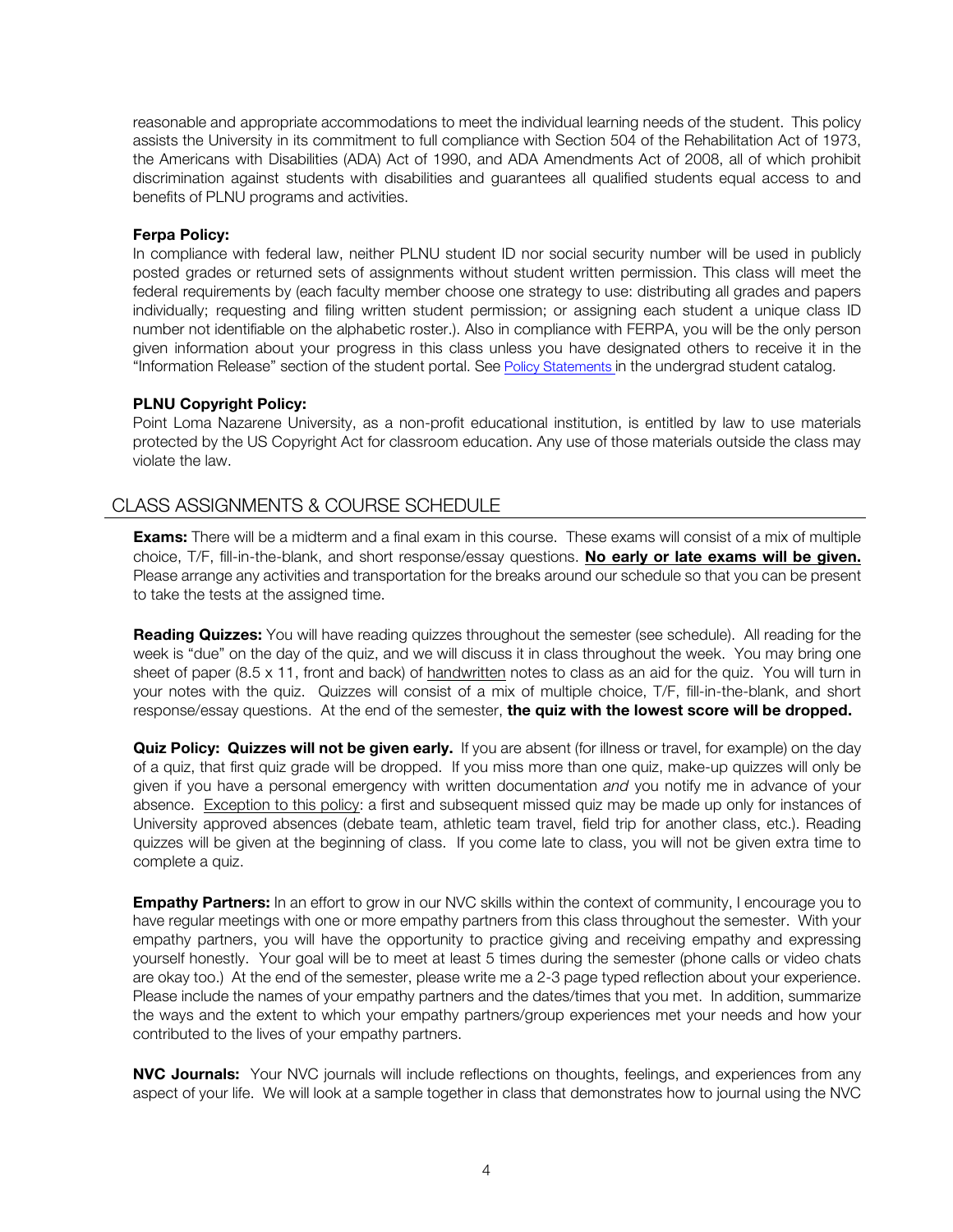reasonable and appropriate accommodations to meet the individual learning needs of the student. This policy assists the University in its commitment to full compliance with Section 504 of the Rehabilitation Act of 1973, the Americans with Disabilities (ADA) Act of 1990, and ADA Amendments Act of 2008, all of which prohibit discrimination against students with disabilities and guarantees all qualified students equal access to and benefits of PLNU programs and activities.

**Ferpa Policy:**
In compliance with federal law, neither PLNU student ID nor social security number will be used in publicly posted grades or returned sets of assignments without student written permission. This class will meet the federal requirements by (each faculty member choose one strategy to use: distributing all grades and papers individually; requesting and filing written student permission; or assigning each student a unique class ID number not identifiable on the alphabetic roster.). Also in compliance with FERPA, you will be the only person given information about your progress in this class unless you have designated others to receive it in the "Information Release" section of the student portal. See Policy Statements in the undergrad student catalog.

**PLNU Copyright Policy:**
Point Loma Nazarene University, as a non-profit educational institution, is entitled by law to use materials protected by the US Copyright Act for classroom education. Any use of those materials outside the class may violate the law.

## CLASS ASSIGNMENTS & COURSE SCHEDULE

**Exams:** There will be a midterm and a final exam in this course. These exams will consist of a mix of multiple choice, T/F, fill-in-the-blank, and short response/essay questions. **No early or late exams will be given.** Please arrange any activities and transportation for the breaks around our schedule so that you can be present to take the tests at the assigned time.

**Reading Quizzes:** You will have reading quizzes throughout the semester (see schedule). All reading for the week is "due" on the day of the quiz, and we will discuss it in class throughout the week. You may bring one sheet of paper (8.5 x 11, front and back) of handwritten notes to class as an aid for the quiz. You will turn in your notes with the quiz. Quizzes will consist of a mix of multiple choice, T/F, fill-in-the-blank, and short response/essay questions. At the end of the semester, **the quiz with the lowest score will be dropped.**

**Quiz Policy: Quizzes will not be given early.** If you are absent (for illness or travel, for example) on the day of a quiz, that first quiz grade will be dropped. If you miss more than one quiz, make-up quizzes will only be given if you have a personal emergency with written documentation *and* you notify me in advance of your absence. Exception to this policy: a first and subsequent missed quiz may be made up only for instances of University approved absences (debate team, athletic team travel, field trip for another class, etc.). Reading quizzes will be given at the beginning of class. If you come late to class, you will not be given extra time to complete a quiz.

**Empathy Partners:** In an effort to grow in our NVC skills within the context of community, I encourage you to have regular meetings with one or more empathy partners from this class throughout the semester. With your empathy partners, you will have the opportunity to practice giving and receiving empathy and expressing yourself honestly. Your goal will be to meet at least 5 times during the semester (phone calls or video chats are okay too.) At the end of the semester, please write me a 2-3 page typed reflection about your experience. Please include the names of your empathy partners and the dates/times that you met. In addition, summarize the ways and the extent to which your empathy partners/group experiences met your needs and how your contributed to the lives of your empathy partners.

**NVC Journals:** Your NVC journals will include reflections on thoughts, feelings, and experiences from any aspect of your life. We will look at a sample together in class that demonstrates how to journal using the NVC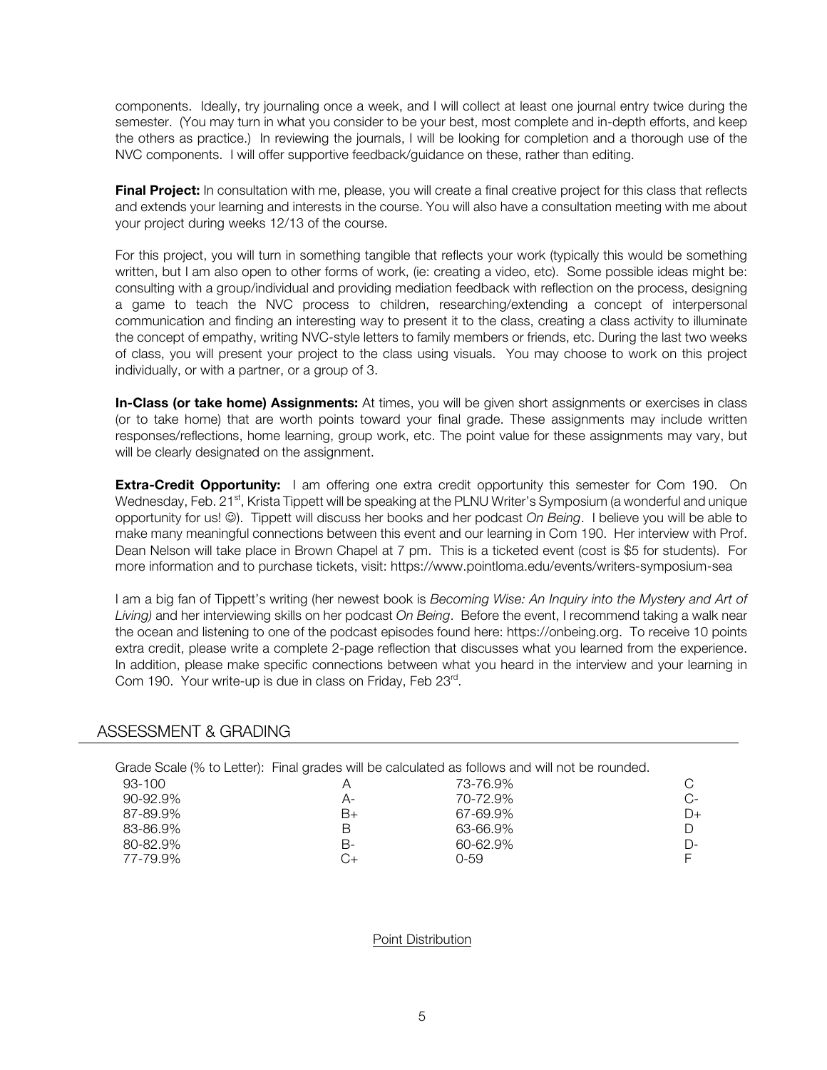components. Ideally, try journaling once a week, and I will collect at least one journal entry twice during the semester. (You may turn in what you consider to be your best, most complete and in-depth efforts, and keep the others as practice.) In reviewing the journals, I will be looking for completion and a thorough use of the NVC components. I will offer supportive feedback/guidance on these, rather than editing.

**Final Project:** In consultation with me, please, you will create a final creative project for this class that reflects and extends your learning and interests in the course. You will also have a consultation meeting with me about your project during weeks 12/13 of the course.

For this project, you will turn in something tangible that reflects your work (typically this would be something written, but I am also open to other forms of work, (ie: creating a video, etc). Some possible ideas might be: consulting with a group/individual and providing mediation feedback with reflection on the process, designing a game to teach the NVC process to children, researching/extending a concept of interpersonal communication and finding an interesting way to present it to the class, creating a class activity to illuminate the concept of empathy, writing NVC-style letters to family members or friends, etc. During the last two weeks of class, you will present your project to the class using visuals. You may choose to work on this project individually, or with a partner, or a group of 3.

**In-Class (or take home) Assignments:** At times, you will be given short assignments or exercises in class (or to take home) that are worth points toward your final grade. These assignments may include written responses/reflections, home learning, group work, etc. The point value for these assignments may vary, but will be clearly designated on the assignment.

**Extra-Credit Opportunity:** I am offering one extra credit opportunity this semester for Com 190. On Wednesday, Feb. 21st, Krista Tippett will be speaking at the PLNU Writer's Symposium (a wonderful and unique opportunity for us! ☺). Tippett will discuss her books and her podcast *On Being*. I believe you will be able to make many meaningful connections between this event and our learning in Com 190. Her interview with Prof. Dean Nelson will take place in Brown Chapel at 7 pm. This is a ticketed event (cost is $5 for students). For more information and to purchase tickets, visit: https://www.pointloma.edu/events/writers-symposium-sea

I am a big fan of Tippett's writing (her newest book is *Becoming Wise: An Inquiry into the Mystery and Art of Living)* and her interviewing skills on her podcast *On Being*. Before the event, I recommend taking a walk near the ocean and listening to one of the podcast episodes found here: https://onbeing.org. To receive 10 points extra credit, please write a complete 2-page reflection that discusses what you learned from the experience. In addition, please make specific connections between what you heard in the interview and your learning in Com 190. Your write-up is due in class on Friday, Feb 23rd.

## ASSESSMENT & GRADING

Grade Scale (% to Letter): Final grades will be calculated as follows and will not be rounded.

| | | | |
|---|---|---|---|
| 93-100 | A | 73-76.9% | C |
| 90-92.9% | A- | 70-72.9% | C- |
| 87-89.9% | B+ | 67-69.9% | D+ |
| 83-86.9% | B | 63-66.9% | D |
| 80-82.9% | B- | 60-62.9% | D- |
| 77-79.9% | C+ | 0-59 | F |

Point Distribution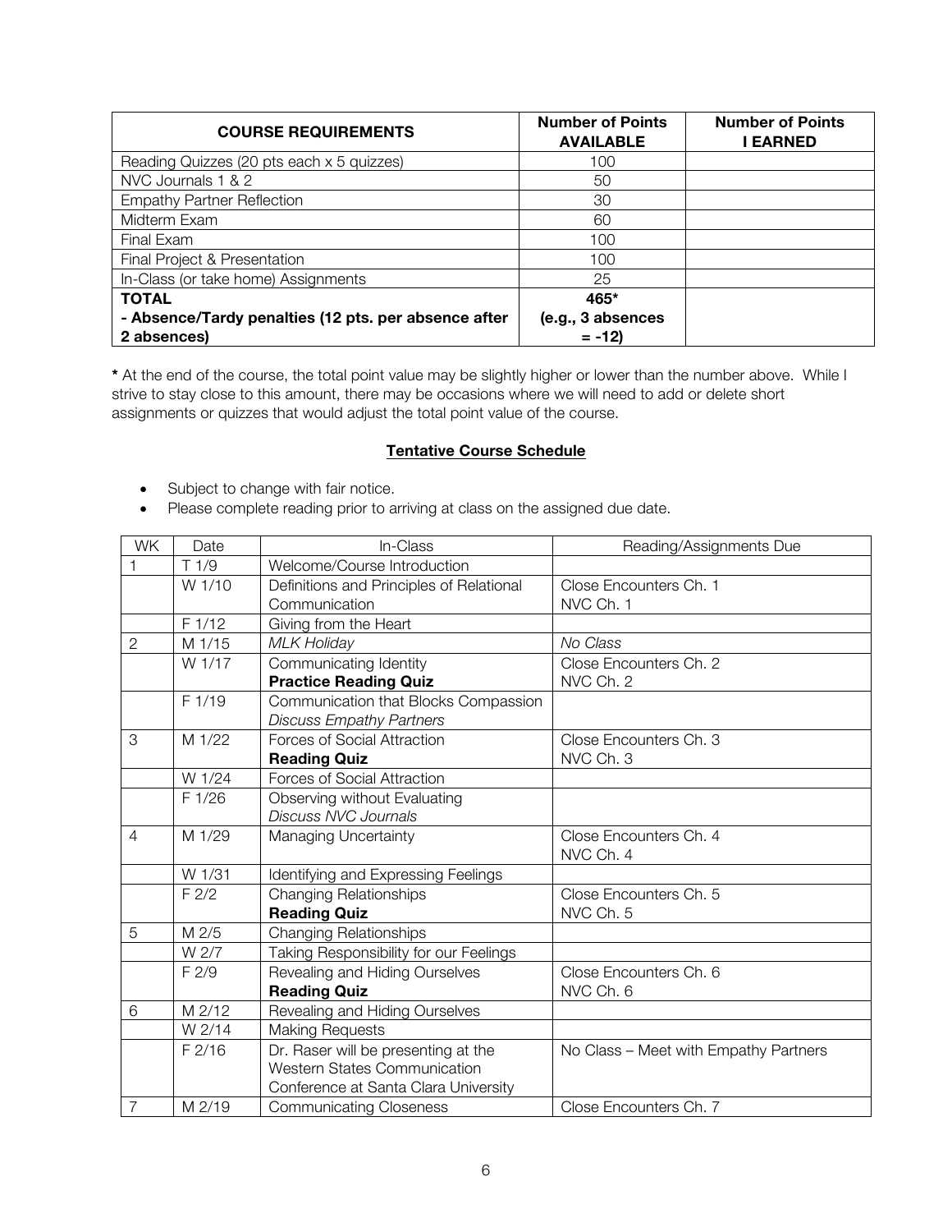| **COURSE REQUIREMENTS** | **Number of Points AVAILABLE** | **Number of Points I EARNED** |
|---|---|---|
| Reading Quizzes (20 pts each x 5 quizzes) | 100 | |
| NVC Journals 1 & 2 | 50 | |
| Empathy Partner Reflection | 30 | |
| Midterm Exam | 60 | |
| Final Exam | 100 | |
| Final Project & Presentation | 100 | |
| In-Class (or take home) Assignments | 25 | |
| **TOTAL**<br>**- Absence/Tardy penalties (12 pts. per absence after 2 absences)** | **465***<br>**(e.g., 3 absences = -12)** | |

**\*** At the end of the course, the total point value may be slightly higher or lower than the number above. While I strive to stay close to this amount, there may be occasions where we will need to add or delete short assignments or quizzes that would adjust the total point value of the course.

## <u>Tentative Course Schedule</u>

- Subject to change with fair notice.
- Please complete reading prior to arriving at class on the assigned due date.

| WK | Date | In-Class | Reading/Assignments Due |
|---|---|---|---|
| 1 | T 1/9 | Welcome/Course Introduction | |
| | W 1/10 | Definitions and Principles of Relational Communication | Close Encounters Ch. 1<br>NVC Ch. 1 |
| | F 1/12 | Giving from the Heart | |
| 2 | M 1/15 | *MLK Holiday* | *No Class* |
| | W 1/17 | Communicating Identity<br>**Practice Reading Quiz** | Close Encounters Ch. 2<br>NVC Ch. 2 |
| | F 1/19 | Communication that Blocks Compassion<br>*Discuss Empathy Partners* | |
| 3 | M 1/22 | Forces of Social Attraction<br>**Reading Quiz** | Close Encounters Ch. 3<br>NVC Ch. 3 |
| | W 1/24 | Forces of Social Attraction | |
| | F 1/26 | Observing without Evaluating<br>*Discuss NVC Journals* | |
| 4 | M 1/29 | Managing Uncertainty | Close Encounters Ch. 4<br>NVC Ch. 4 |
| | W 1/31 | Identifying and Expressing Feelings | |
| | F 2/2 | Changing Relationships<br>**Reading Quiz** | Close Encounters Ch. 5<br>NVC Ch. 5 |
| 5 | M 2/5 | Changing Relationships | |
| | W 2/7 | Taking Responsibility for our Feelings | |
| | F 2/9 | Revealing and Hiding Ourselves<br>**Reading Quiz** | Close Encounters Ch. 6<br>NVC Ch. 6 |
| 6 | M 2/12 | Revealing and Hiding Ourselves | |
| | W 2/14 | Making Requests | |
| | F 2/16 | Dr. Raser will be presenting at the Western States Communication Conference at Santa Clara University | No Class – Meet with Empathy Partners |
| 7 | M 2/19 | Communicating Closeness | Close Encounters Ch. 7 |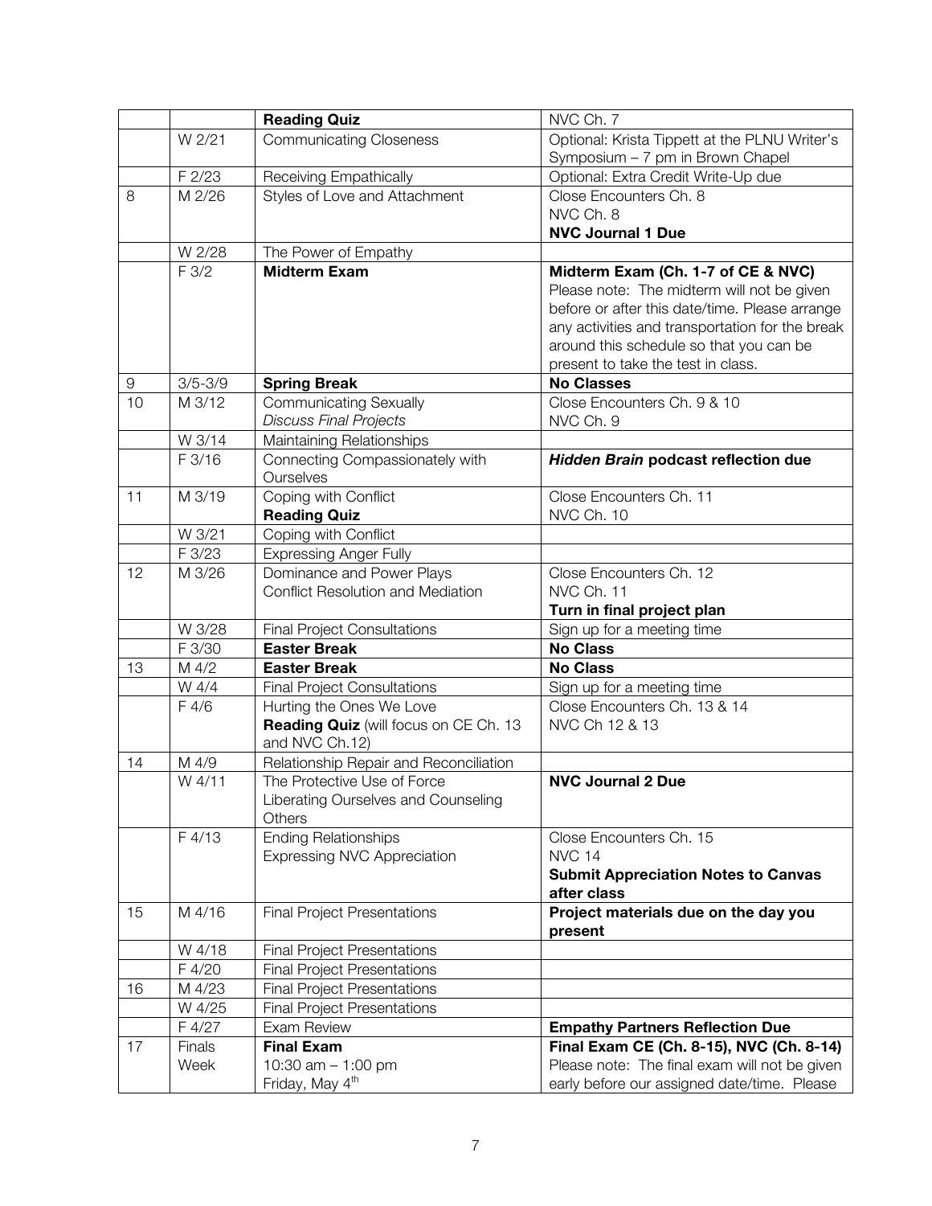| | | **Reading Quiz** | NVC Ch. 7 |
|---|---|---|---|
| | W 2/21 | Communicating Closeness | Optional: Krista Tippett at the PLNU Writer's Symposium – 7 pm in Brown Chapel |
| | F 2/23 | Receiving Empathically | Optional: Extra Credit Write-Up due |
| 8 | M 2/26 | Styles of Love and Attachment | Close Encounters Ch. 8<br>NVC Ch. 8<br>**NVC Journal 1 Due** |
| | W 2/28 | The Power of Empathy | |
| | F 3/2 | **Midterm Exam** | **Midterm Exam (Ch. 1-7 of CE & NVC)**<br>Please note: The midterm will not be given before or after this date/time. Please arrange any activities and transportation for the break around this schedule so that you can be present to take the test in class. |
| 9 | 3/5-3/9 | **Spring Break** | **No Classes** |
| 10 | M 3/12 | Communicating Sexually<br>*Discuss Final Projects* | Close Encounters Ch. 9 & 10<br>NVC Ch. 9 |
| | W 3/14 | Maintaining Relationships | |
| | F 3/16 | Connecting Compassionately with Ourselves | ***Hidden Brain* podcast reflection due** |
| 11 | M 3/19 | Coping with Conflict<br>**Reading Quiz** | Close Encounters Ch. 11<br>NVC Ch. 10 |
| | W 3/21 | Coping with Conflict | |
| | F 3/23 | Expressing Anger Fully | |
| 12 | M 3/26 | Dominance and Power Plays<br>Conflict Resolution and Mediation | Close Encounters Ch. 12<br>NVC Ch. 11<br>**Turn in final project plan** |
| | W 3/28 | Final Project Consultations | Sign up for a meeting time |
| | F 3/30 | **Easter Break** | **No Class** |
| 13 | M 4/2 | **Easter Break** | **No Class** |
| | W 4/4 | Final Project Consultations | Sign up for a meeting time |
| | F 4/6 | Hurting the Ones We Love<br>**Reading Quiz** (will focus on CE Ch. 13 and NVC Ch.12) | Close Encounters Ch. 13 & 14<br>NVC Ch 12 & 13 |
| 14 | M 4/9 | Relationship Repair and Reconciliation | |
| | W 4/11 | The Protective Use of Force<br>Liberating Ourselves and Counseling Others | **NVC Journal 2 Due** |
| | F 4/13 | Ending Relationships<br>Expressing NVC Appreciation | Close Encounters Ch. 15<br>NVC 14<br>**Submit Appreciation Notes to Canvas after class** |
| 15 | M 4/16 | Final Project Presentations | **Project materials due on the day you present** |
| | W 4/18 | Final Project Presentations | |
| | F 4/20 | Final Project Presentations | |
| 16 | M 4/23 | Final Project Presentations | |
| | W 4/25 | Final Project Presentations | |
| | F 4/27 | Exam Review | **Empathy Partners Reflection Due** |
| 17 | Finals Week | **Final Exam**<br>10:30 am – 1:00 pm<br>Friday, May 4th | **Final Exam CE (Ch. 8-15), NVC (Ch. 8-14)**<br>Please note: The final exam will not be given early before our assigned date/time. Please |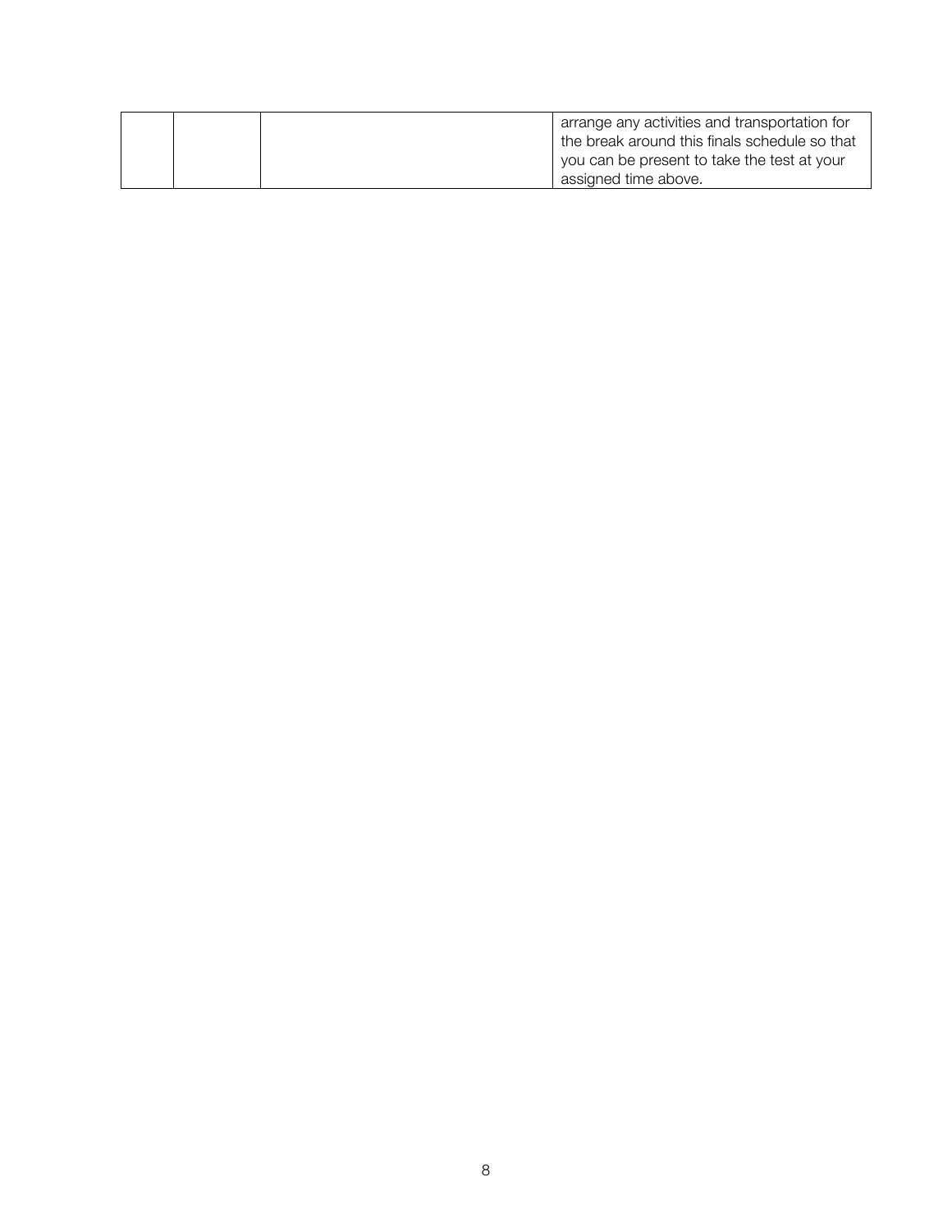| | | | |
|---|---|---|---|
| | | | arrange any activities and transportation for the break around this finals schedule so that you can be present to take the test at your assigned time above. |